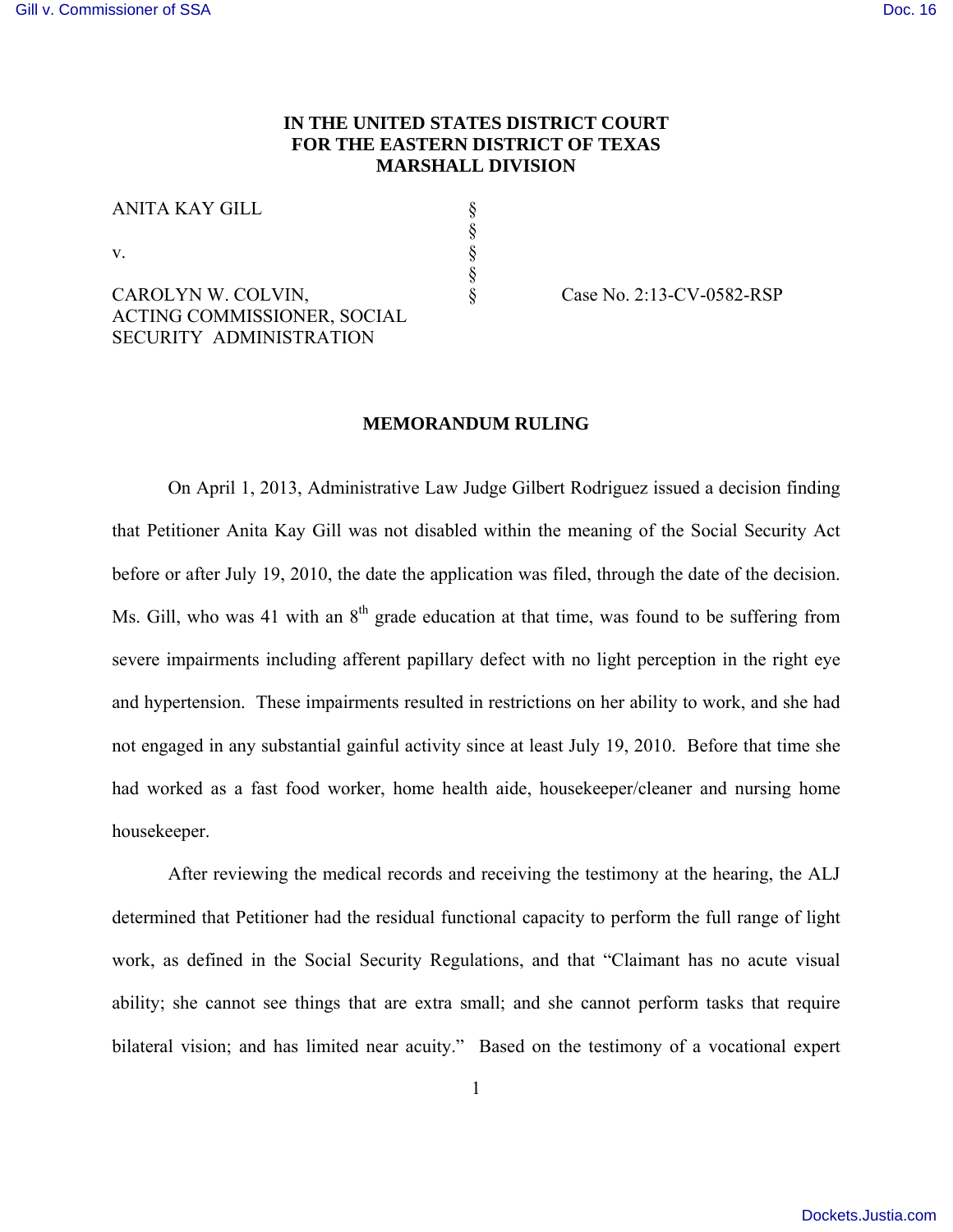**IN THE UNITED STATES DISTRICT COURT**
**FOR THE EASTERN DISTRICT OF TEXAS**
**MARSHALL DIVISION**

| | | |
|---|---|---|
| ANITA KAY GILL | § | |
| | § | |
| v. | § | |
| | § | |
| CAROLYN W. COLVIN, ACTING COMMISSIONER, SOCIAL SECURITY ADMINISTRATION | § | Case No. 2:13-CV-0582-RSP |

**MEMORANDUM RULING**

On April 1, 2013, Administrative Law Judge Gilbert Rodriguez issued a decision finding that Petitioner Anita Kay Gill was not disabled within the meaning of the Social Security Act before or after July 19, 2010, the date the application was filed, through the date of the decision. Ms. Gill, who was 41 with an 8th grade education at that time, was found to be suffering from severe impairments including afferent papillary defect with no light perception in the right eye and hypertension. These impairments resulted in restrictions on her ability to work, and she had not engaged in any substantial gainful activity since at least July 19, 2010. Before that time she had worked as a fast food worker, home health aide, housekeeper/cleaner and nursing home housekeeper.

After reviewing the medical records and receiving the testimony at the hearing, the ALJ determined that Petitioner had the residual functional capacity to perform the full range of light work, as defined in the Social Security Regulations, and that "Claimant has no acute visual ability; she cannot see things that are extra small; and she cannot perform tasks that require bilateral vision; and has limited near acuity." Based on the testimony of a vocational expert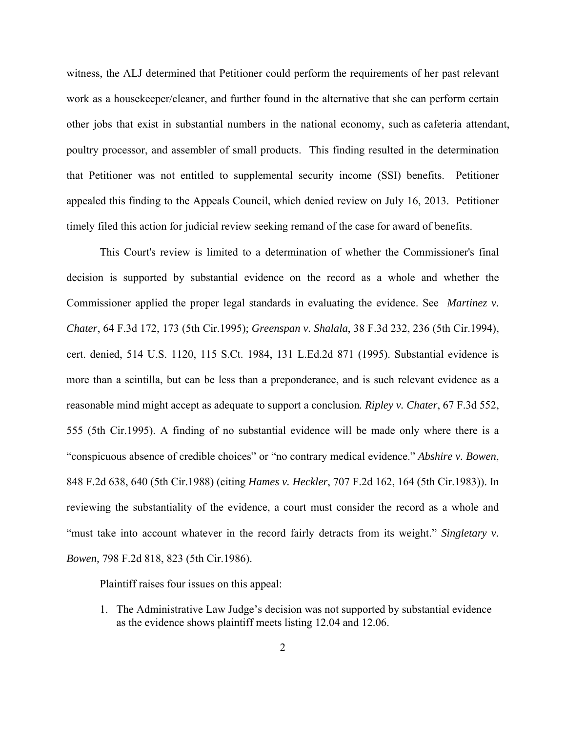witness, the ALJ determined that Petitioner could perform the requirements of her past relevant work as a housekeeper/cleaner, and further found in the alternative that she can perform certain other jobs that exist in substantial numbers in the national economy, such as cafeteria attendant, poultry processor, and assembler of small products. This finding resulted in the determination that Petitioner was not entitled to supplemental security income (SSI) benefits. Petitioner appealed this finding to the Appeals Council, which denied review on July 16, 2013. Petitioner timely filed this action for judicial review seeking remand of the case for award of benefits.

This Court's review is limited to a determination of whether the Commissioner's final decision is supported by substantial evidence on the record as a whole and whether the Commissioner applied the proper legal standards in evaluating the evidence. See *Martinez v. Chater*, 64 F.3d 172, 173 (5th Cir.1995); *Greenspan v. Shalala*, 38 F.3d 232, 236 (5th Cir.1994), cert. denied, 514 U.S. 1120, 115 S.Ct. 1984, 131 L.Ed.2d 871 (1995). Substantial evidence is more than a scintilla, but can be less than a preponderance, and is such relevant evidence as a reasonable mind might accept as adequate to support a conclusion. *Ripley v. Chater*, 67 F.3d 552, 555 (5th Cir.1995). A finding of no substantial evidence will be made only where there is a "conspicuous absence of credible choices" or "no contrary medical evidence." *Abshire v. Bowen*, 848 F.2d 638, 640 (5th Cir.1988) (citing *Hames v. Heckler*, 707 F.2d 162, 164 (5th Cir.1983)). In reviewing the substantiality of the evidence, a court must consider the record as a whole and "must take into account whatever in the record fairly detracts from its weight." *Singletary v. Bowen,* 798 F.2d 818, 823 (5th Cir.1986).

Plaintiff raises four issues on this appeal:

1. The Administrative Law Judge's decision was not supported by substantial evidence as the evidence shows plaintiff meets listing 12.04 and 12.06.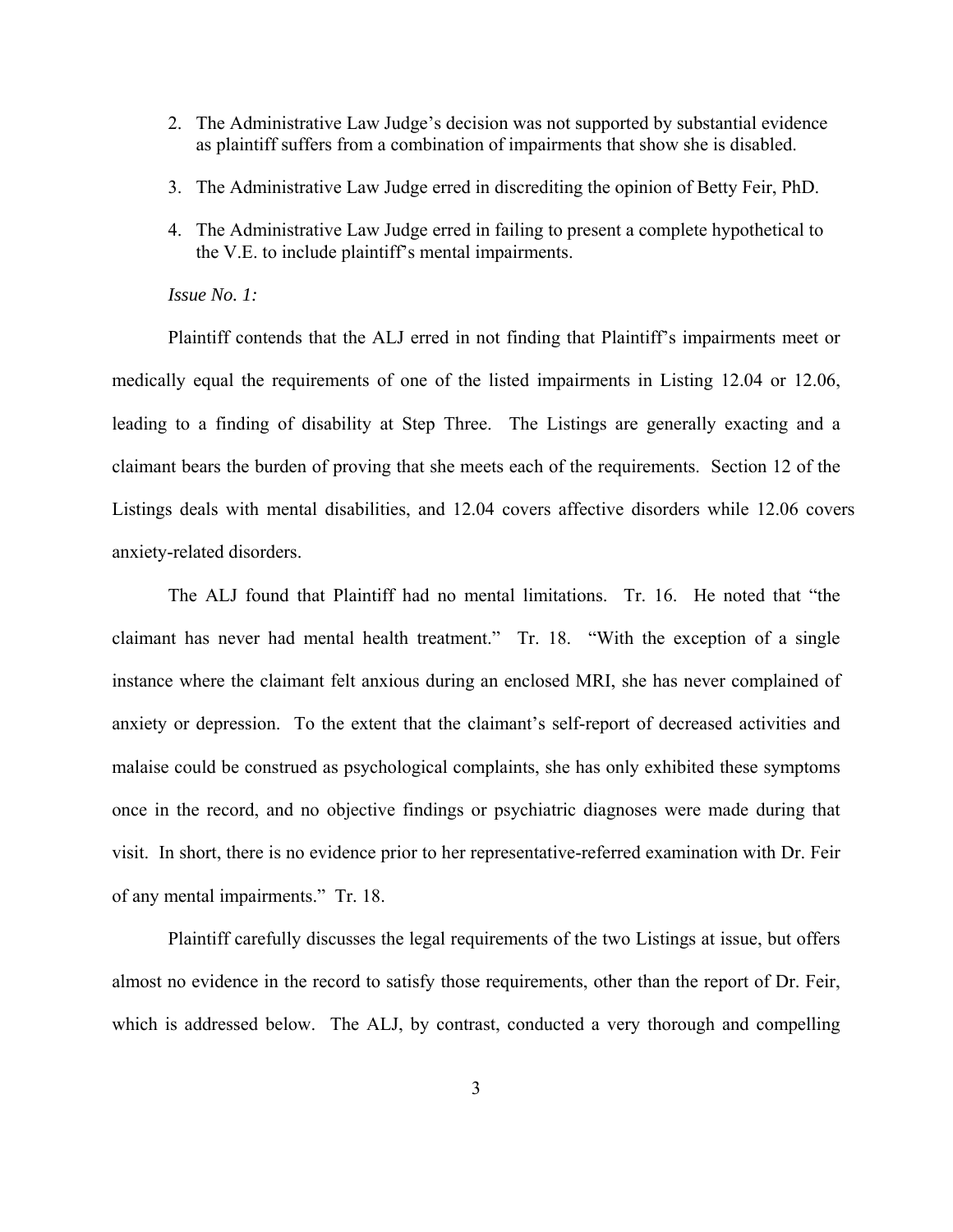2. The Administrative Law Judge's decision was not supported by substantial evidence as plaintiff suffers from a combination of impairments that show she is disabled.

3. The Administrative Law Judge erred in discrediting the opinion of Betty Feir, PhD.

4. The Administrative Law Judge erred in failing to present a complete hypothetical to the V.E. to include plaintiff's mental impairments.

*Issue No. 1:*

Plaintiff contends that the ALJ erred in not finding that Plaintiff's impairments meet or medically equal the requirements of one of the listed impairments in Listing 12.04 or 12.06, leading to a finding of disability at Step Three. The Listings are generally exacting and a claimant bears the burden of proving that she meets each of the requirements. Section 12 of the Listings deals with mental disabilities, and 12.04 covers affective disorders while 12.06 covers anxiety-related disorders.

The ALJ found that Plaintiff had no mental limitations. Tr. 16. He noted that "the claimant has never had mental health treatment." Tr. 18. "With the exception of a single instance where the claimant felt anxious during an enclosed MRI, she has never complained of anxiety or depression. To the extent that the claimant's self-report of decreased activities and malaise could be construed as psychological complaints, she has only exhibited these symptoms once in the record, and no objective findings or psychiatric diagnoses were made during that visit. In short, there is no evidence prior to her representative-referred examination with Dr. Feir of any mental impairments." Tr. 18.

Plaintiff carefully discusses the legal requirements of the two Listings at issue, but offers almost no evidence in the record to satisfy those requirements, other than the report of Dr. Feir, which is addressed below. The ALJ, by contrast, conducted a very thorough and compelling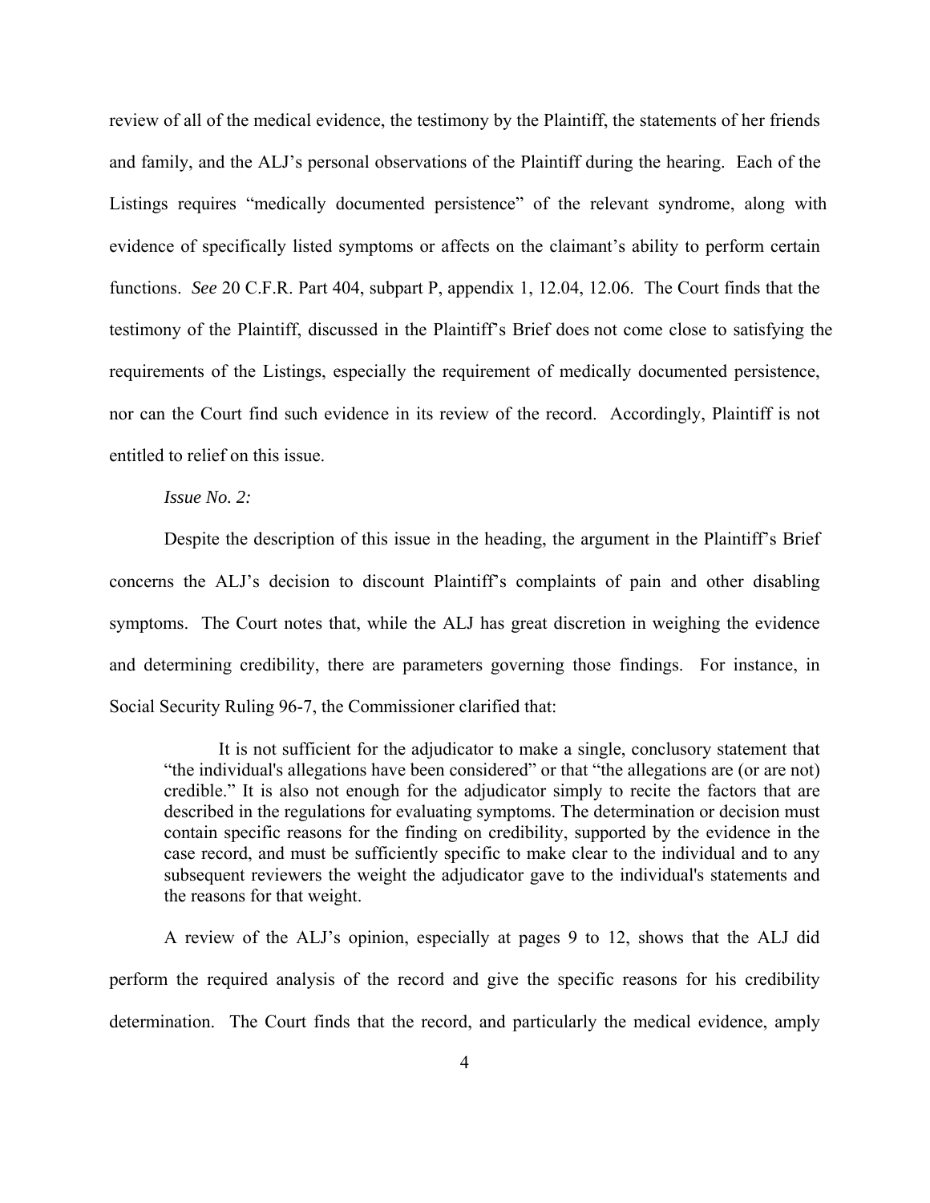review of all of the medical evidence, the testimony by the Plaintiff, the statements of her friends and family, and the ALJ's personal observations of the Plaintiff during the hearing. Each of the Listings requires "medically documented persistence" of the relevant syndrome, along with evidence of specifically listed symptoms or affects on the claimant's ability to perform certain functions. *See* 20 C.F.R. Part 404, subpart P, appendix 1, 12.04, 12.06. The Court finds that the testimony of the Plaintiff, discussed in the Plaintiff's Brief does not come close to satisfying the requirements of the Listings, especially the requirement of medically documented persistence, nor can the Court find such evidence in its review of the record. Accordingly, Plaintiff is not entitled to relief on this issue.

*Issue No. 2:*

Despite the description of this issue in the heading, the argument in the Plaintiff's Brief concerns the ALJ's decision to discount Plaintiff's complaints of pain and other disabling symptoms. The Court notes that, while the ALJ has great discretion in weighing the evidence and determining credibility, there are parameters governing those findings. For instance, in Social Security Ruling 96-7, the Commissioner clarified that:

> It is not sufficient for the adjudicator to make a single, conclusory statement that "the individual's allegations have been considered" or that "the allegations are (or are not) credible." It is also not enough for the adjudicator simply to recite the factors that are described in the regulations for evaluating symptoms. The determination or decision must contain specific reasons for the finding on credibility, supported by the evidence in the case record, and must be sufficiently specific to make clear to the individual and to any subsequent reviewers the weight the adjudicator gave to the individual's statements and the reasons for that weight.

A review of the ALJ's opinion, especially at pages 9 to 12, shows that the ALJ did perform the required analysis of the record and give the specific reasons for his credibility determination. The Court finds that the record, and particularly the medical evidence, amply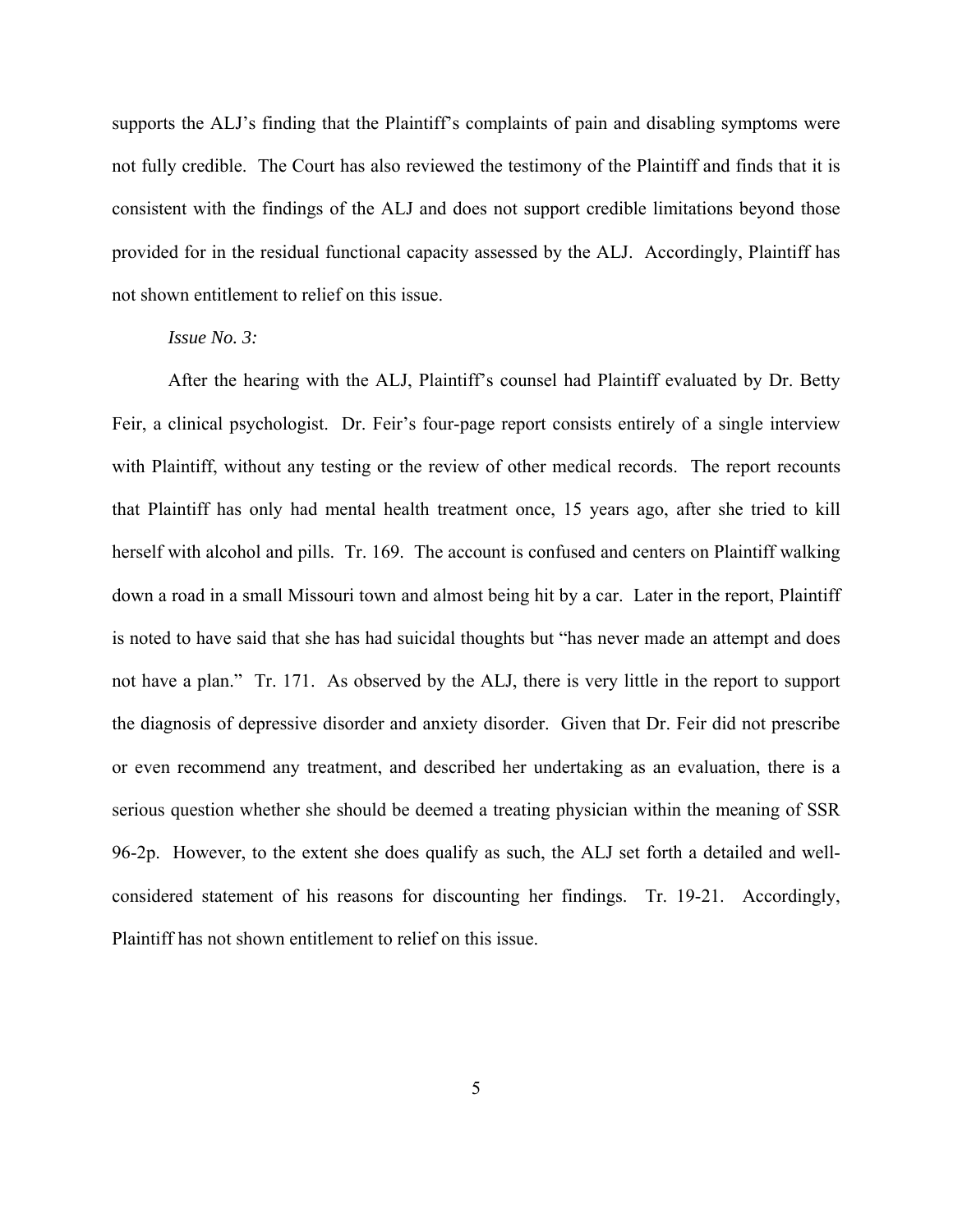supports the ALJ's finding that the Plaintiff's complaints of pain and disabling symptoms were not fully credible. The Court has also reviewed the testimony of the Plaintiff and finds that it is consistent with the findings of the ALJ and does not support credible limitations beyond those provided for in the residual functional capacity assessed by the ALJ. Accordingly, Plaintiff has not shown entitlement to relief on this issue.

*Issue No. 3:*

After the hearing with the ALJ, Plaintiff's counsel had Plaintiff evaluated by Dr. Betty Feir, a clinical psychologist. Dr. Feir's four-page report consists entirely of a single interview with Plaintiff, without any testing or the review of other medical records. The report recounts that Plaintiff has only had mental health treatment once, 15 years ago, after she tried to kill herself with alcohol and pills. Tr. 169. The account is confused and centers on Plaintiff walking down a road in a small Missouri town and almost being hit by a car. Later in the report, Plaintiff is noted to have said that she has had suicidal thoughts but "has never made an attempt and does not have a plan." Tr. 171. As observed by the ALJ, there is very little in the report to support the diagnosis of depressive disorder and anxiety disorder. Given that Dr. Feir did not prescribe or even recommend any treatment, and described her undertaking as an evaluation, there is a serious question whether she should be deemed a treating physician within the meaning of SSR 96-2p. However, to the extent she does qualify as such, the ALJ set forth a detailed and well-considered statement of his reasons for discounting her findings. Tr. 19-21. Accordingly, Plaintiff has not shown entitlement to relief on this issue.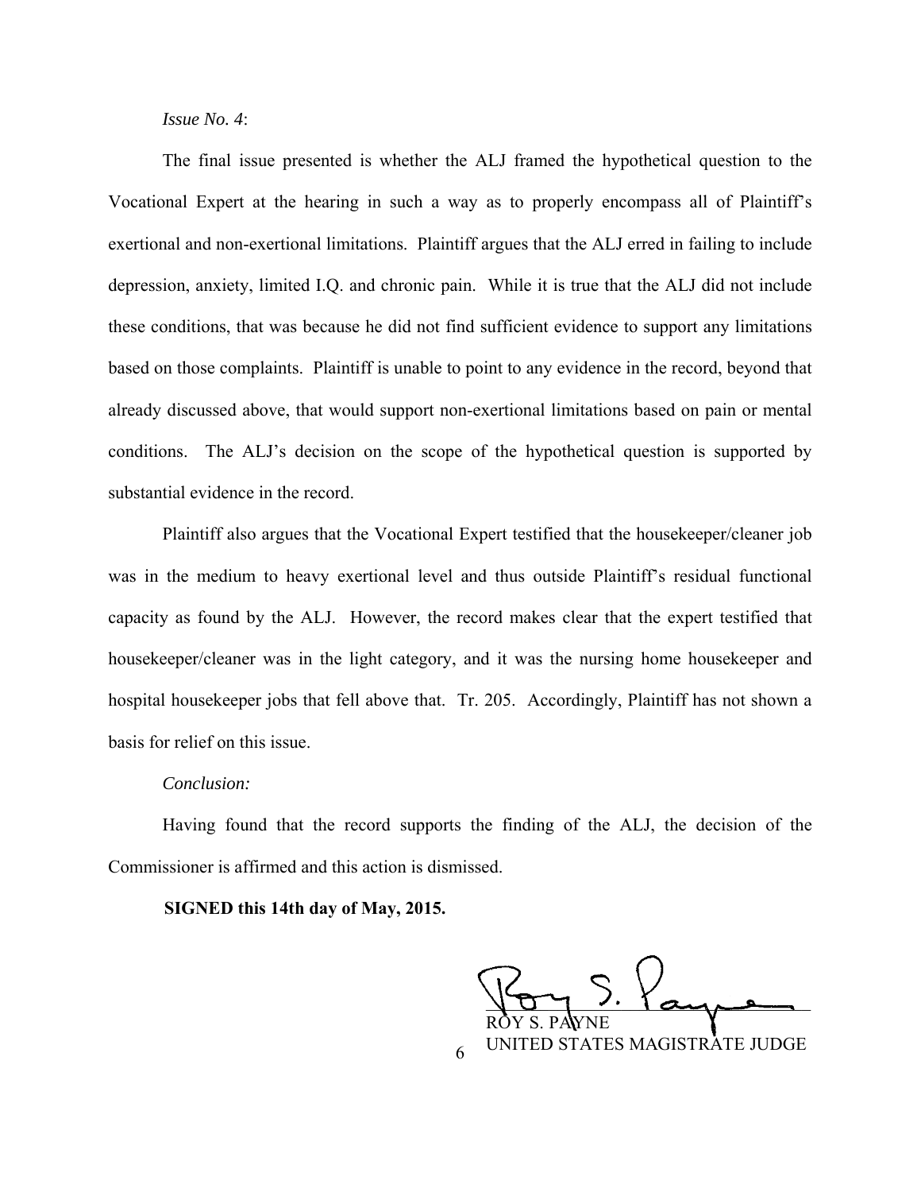*Issue No. 4*:

The final issue presented is whether the ALJ framed the hypothetical question to the Vocational Expert at the hearing in such a way as to properly encompass all of Plaintiff's exertional and non-exertional limitations. Plaintiff argues that the ALJ erred in failing to include depression, anxiety, limited I.Q. and chronic pain. While it is true that the ALJ did not include these conditions, that was because he did not find sufficient evidence to support any limitations based on those complaints. Plaintiff is unable to point to any evidence in the record, beyond that already discussed above, that would support non-exertional limitations based on pain or mental conditions. The ALJ's decision on the scope of the hypothetical question is supported by substantial evidence in the record.

Plaintiff also argues that the Vocational Expert testified that the housekeeper/cleaner job was in the medium to heavy exertional level and thus outside Plaintiff's residual functional capacity as found by the ALJ. However, the record makes clear that the expert testified that housekeeper/cleaner was in the light category, and it was the nursing home housekeeper and hospital housekeeper jobs that fell above that. Tr. 205. Accordingly, Plaintiff has not shown a basis for relief on this issue.

*Conclusion:*

Having found that the record supports the finding of the ALJ, the decision of the Commissioner is affirmed and this action is dismissed.

**SIGNED this 14th day of May, 2015.**

ROY S. PAYNE
UNITED STATES MAGISTRATE JUDGE